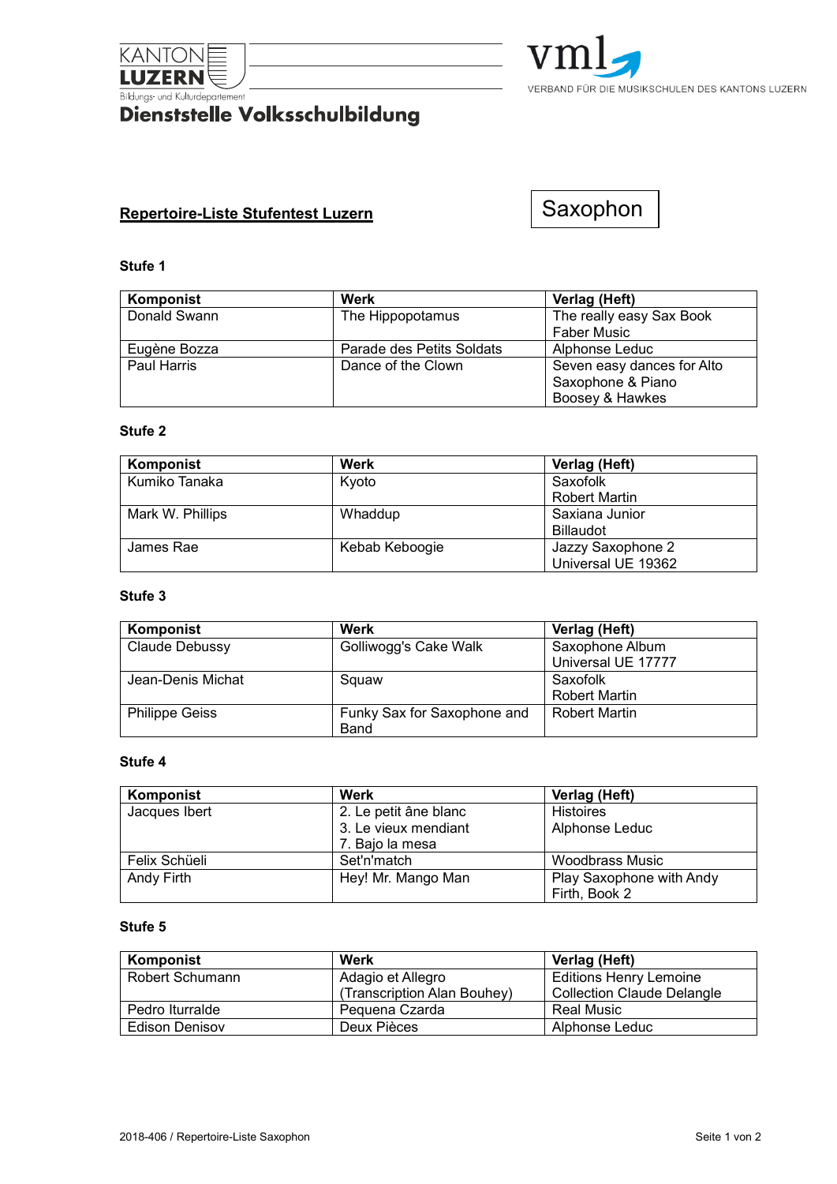KANTON LUZERN

Bildungs- und Kulturdepartement

**Dienststelle Volksschulbildung**

vml

VERBAND FÜR DIE MUSIKSCHULEN DES KANTONS LUZERN

**Repertoire-Liste Stufentest Luzern**

Saxophon

### Stufe 1

| Komponist | Werk | Verlag (Heft) |
| --- | --- | --- |
| Donald Swann | The Hippopotamus | The really easy Sax Book Faber Music |
| Eugène Bozza | Parade des Petits Soldats | Alphonse Leduc |
| Paul Harris | Dance of the Clown | Seven easy dances for Alto Saxophone & Piano Boosey & Hawkes |

### Stufe 2

| Komponist | Werk | Verlag (Heft) |
| --- | --- | --- |
| Kumiko Tanaka | Kyoto | Saxofolk Robert Martin |
| Mark W. Phillips | Whaddup | Saxiana Junior Billaudot |
| James Rae | Kebab Keboogie | Jazzy Saxophone 2 Universal UE 19362 |

### Stufe 3

| Komponist | Werk | Verlag (Heft) |
| --- | --- | --- |
| Claude Debussy | Golliwogg's Cake Walk | Saxophone Album Universal UE 17777 |
| Jean-Denis Michat | Squaw | Saxofolk Robert Martin |
| Philippe Geiss | Funky Sax for Saxophone and Band | Robert Martin |

### Stufe 4

| Komponist | Werk | Verlag (Heft) |
| --- | --- | --- |
| Jacques Ibert | 2. Le petit âne blanc<br>3. Le vieux mendiant<br>7. Bajo la mesa | Histoires Alphonse Leduc |
| Felix Schüeli | Set'n'match | Woodbrass Music |
| Andy Firth | Hey! Mr. Mango Man | Play Saxophone with Andy Firth, Book 2 |

### Stufe 5

| Komponist | Werk | Verlag (Heft) |
| --- | --- | --- |
| Robert Schumann | Adagio et Allegro (Transcription Alan Bouhey) | Editions Henry Lemoine Collection Claude Delangle |
| Pedro Iturralde | Pequena Czarda | Real Music |
| Edison Denisov | Deux Pièces | Alphonse Leduc |

2018-406 / Repertoire-Liste Saxophon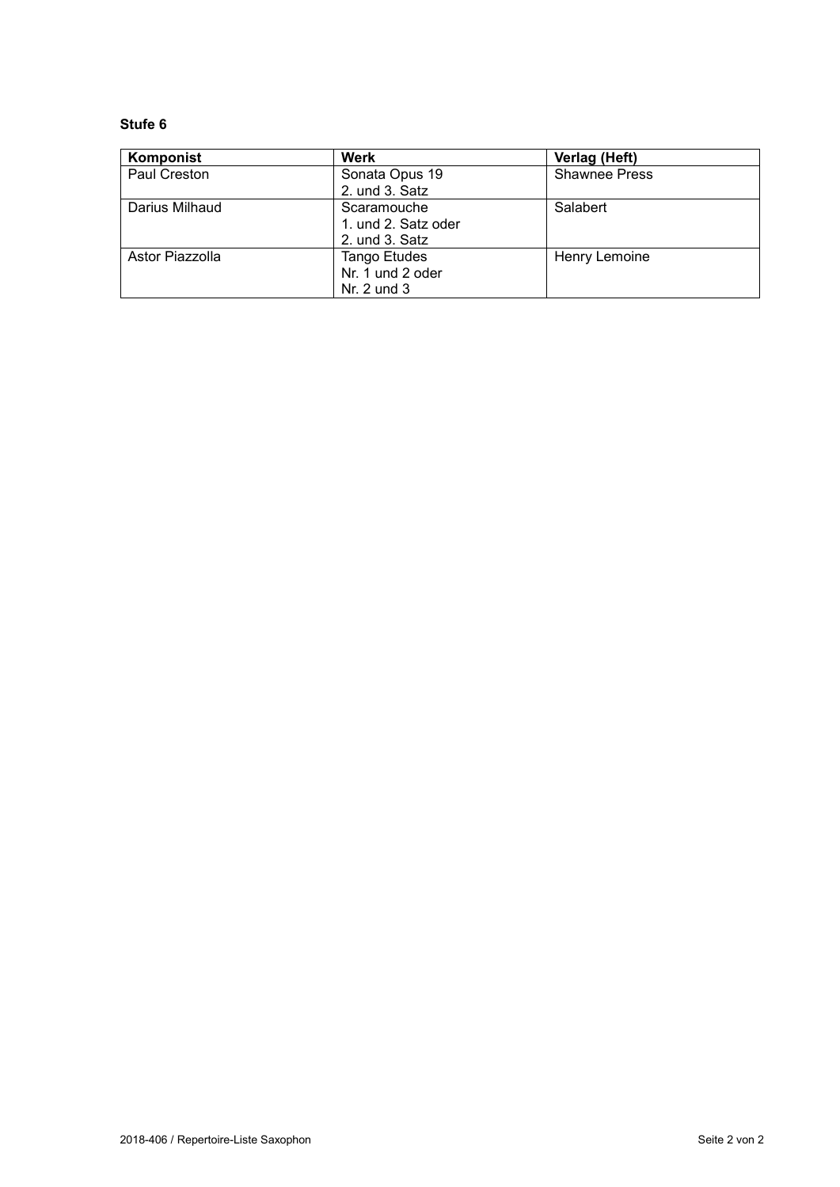**Stufe 6**

| Komponist | Werk | Verlag (Heft) |
|---|---|---|
| Paul Creston | Sonata Opus 19<br>2. und 3. Satz | Shawnee Press |
| Darius Milhaud | Scaramouche<br>1. und 2. Satz oder<br>2. und 3. Satz | Salabert |
| Astor Piazzolla | Tango Etudes<br>Nr. 1 und 2 oder<br>Nr. 2 und 3 | Henry Lemoine |